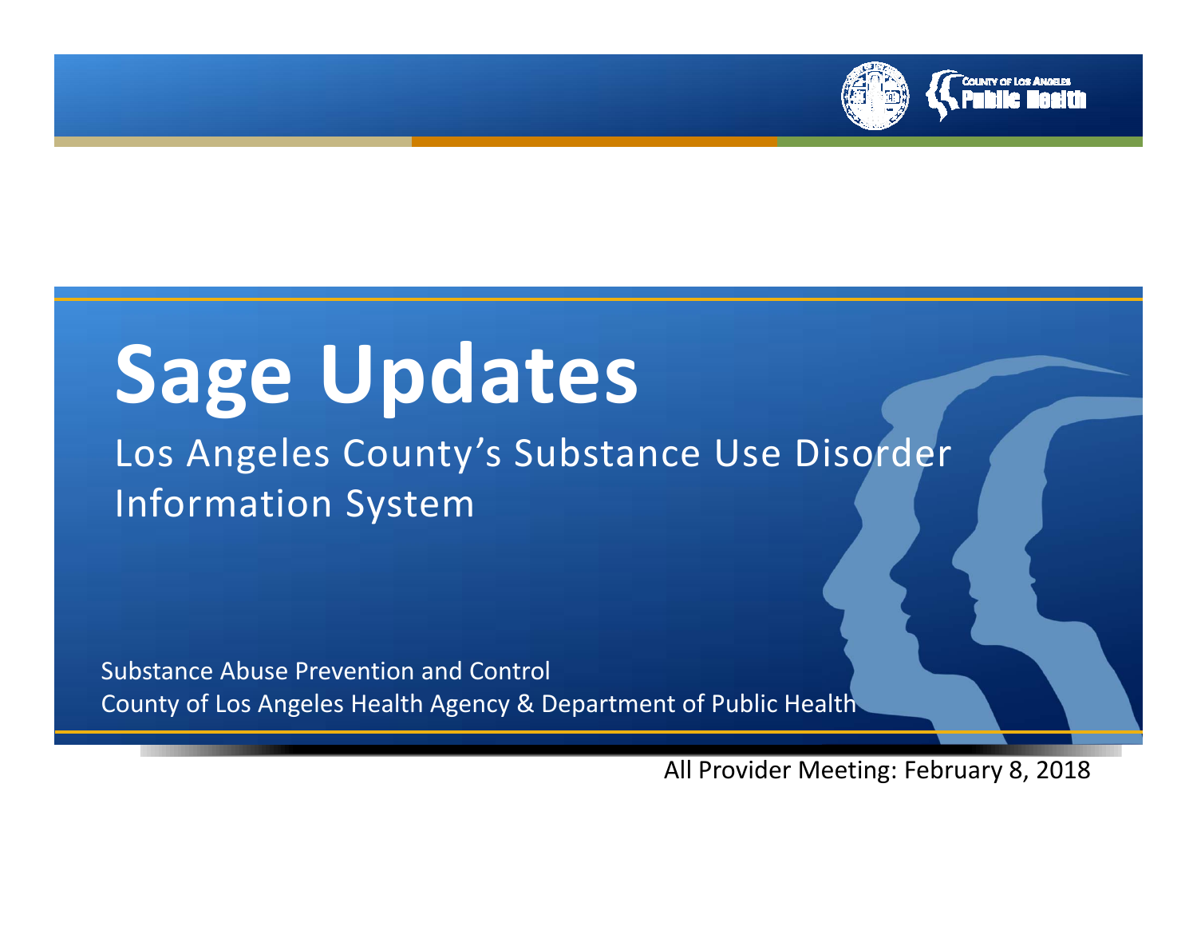# Sage Updates

Los Angeles County's Substance Use Disorder Information System

Substance Abuse Prevention and Control
County of Los Angeles Health Agency & Department of Public Health

All Provider Meeting: February 8, 2018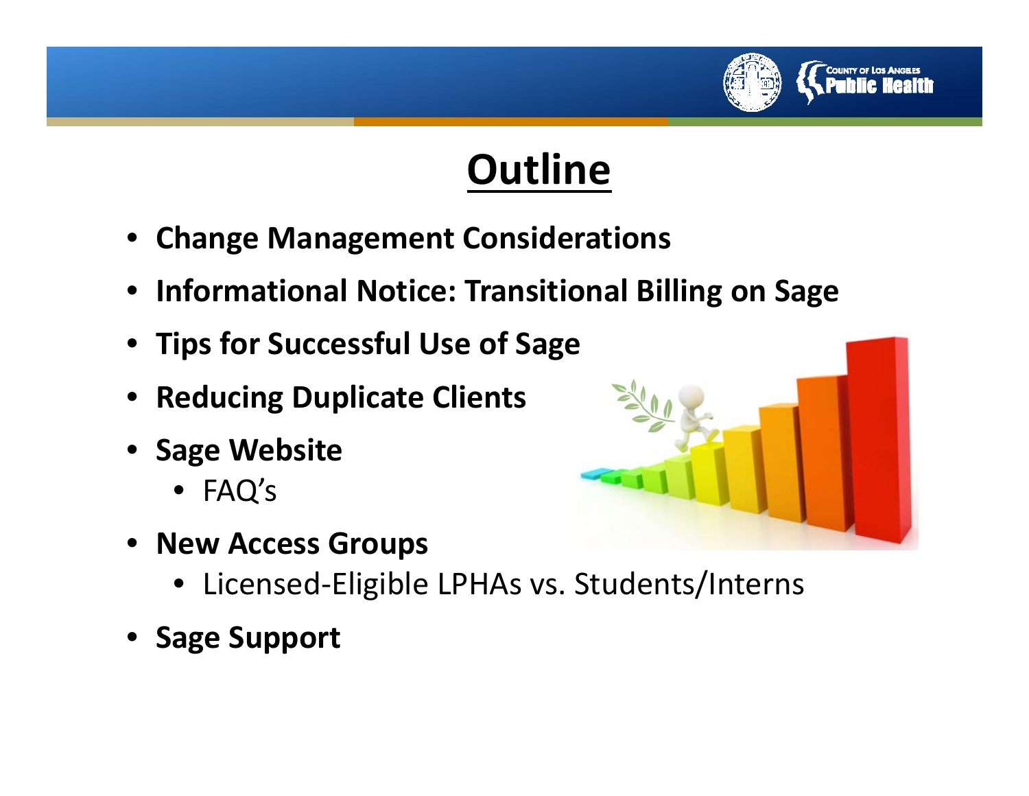# Outline

- **Change Management Considerations**
- **Informational Notice: Transitional Billing on Sage**
- **Tips for Successful Use of Sage**
- **Reducing Duplicate Clients**
- **Sage Website**
  - FAQ's
- **New Access Groups**
  - Licensed-Eligible LPHAs vs. Students/Interns
- **Sage Support**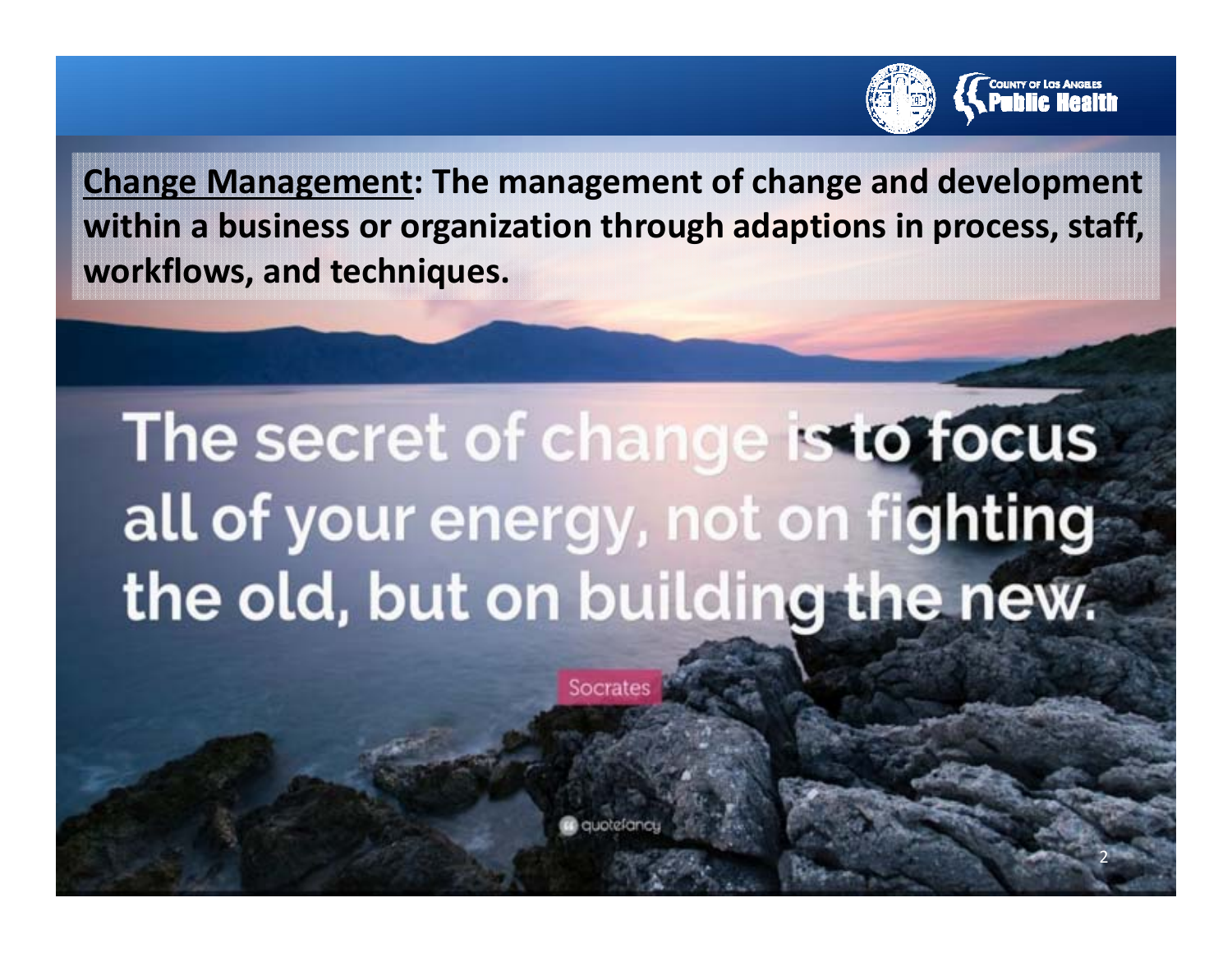**<u>Change Management</u>: The management of change and development within a business or organization through adaptions in process, staff, workflows, and techniques.**

The secret of change is to focus all of your energy, not on fighting the old, but on building the new.

Socrates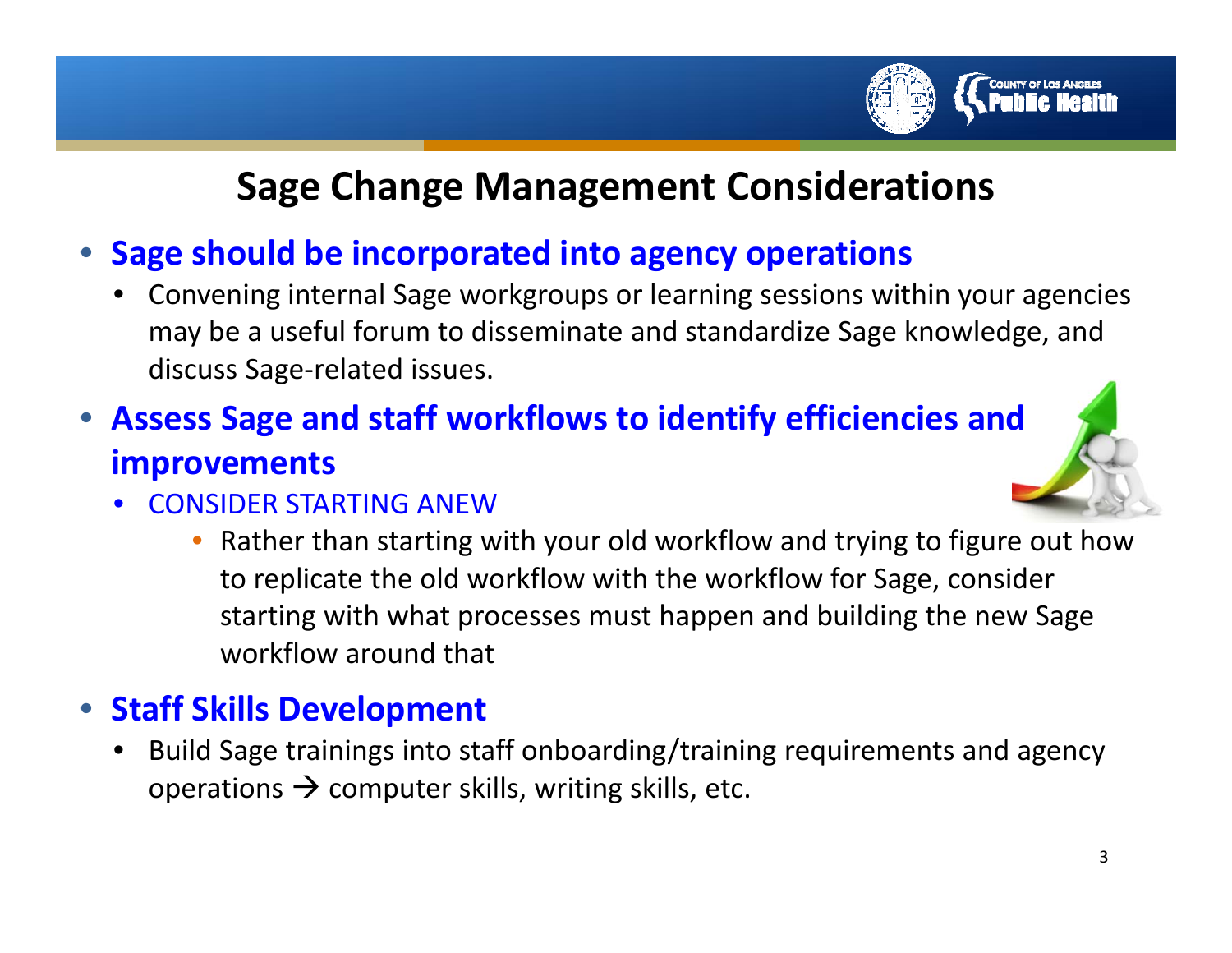# Sage Change Management Considerations

- **Sage should be incorporated into agency operations**
  - Convening internal Sage workgroups or learning sessions within your agencies may be a useful forum to disseminate and standardize Sage knowledge, and discuss Sage-related issues.
- **Assess Sage and staff workflows to identify efficiencies and improvements**
  - CONSIDER STARTING ANEW
    - Rather than starting with your old workflow and trying to figure out how to replicate the old workflow with the workflow for Sage, consider starting with what processes must happen and building the new Sage workflow around that
- **Staff Skills Development**
  - Build Sage trainings into staff onboarding/training requirements and agency operations → computer skills, writing skills, etc.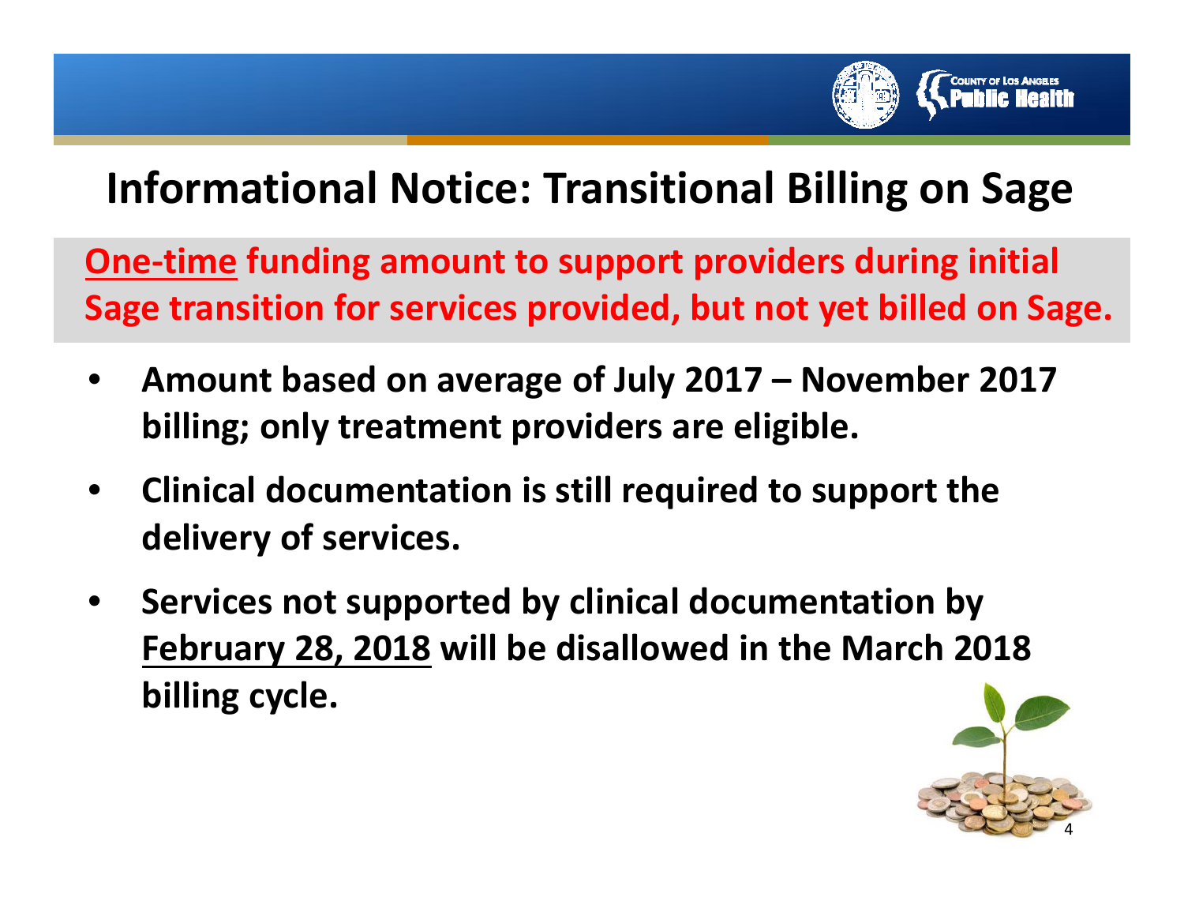# Informational Notice: Transitional Billing on Sage

**One-time funding amount to support providers during initial Sage transition for services provided, but not yet billed on Sage.**

- **Amount based on average of July 2017 – November 2017 billing; only treatment providers are eligible.**
- **Clinical documentation is still required to support the delivery of services.**
- **Services not supported by clinical documentation by February 28, 2018 will be disallowed in the March 2018 billing cycle.**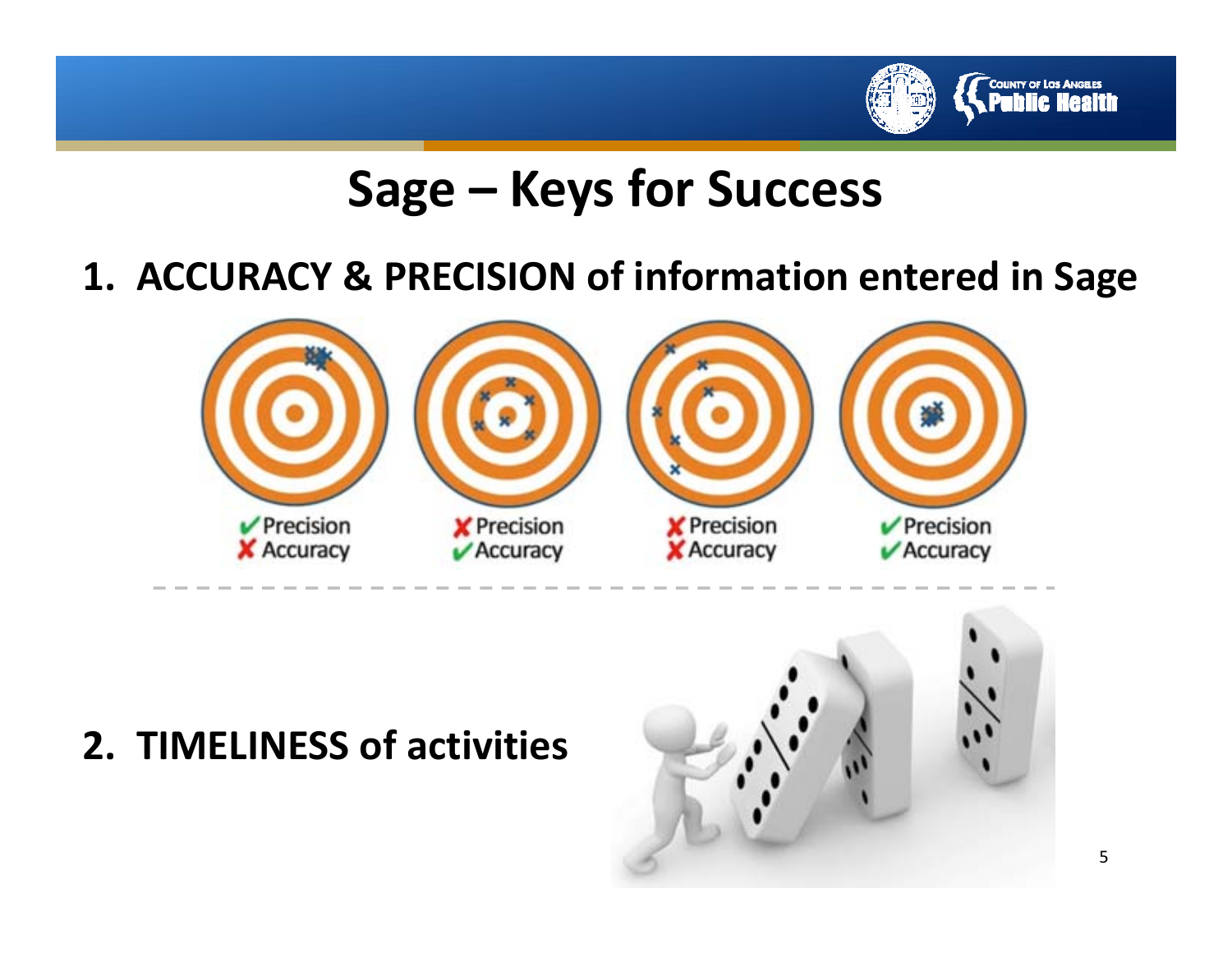# Sage – Keys for Success

1. **ACCURACY & PRECISION of information entered in Sage**

✔ Precision
✘ Accuracy

✘ Precision
✔ Accuracy

✘ Precision
✘ Accuracy

✔ Precision
✔ Accuracy

2. **TIMELINESS of activities**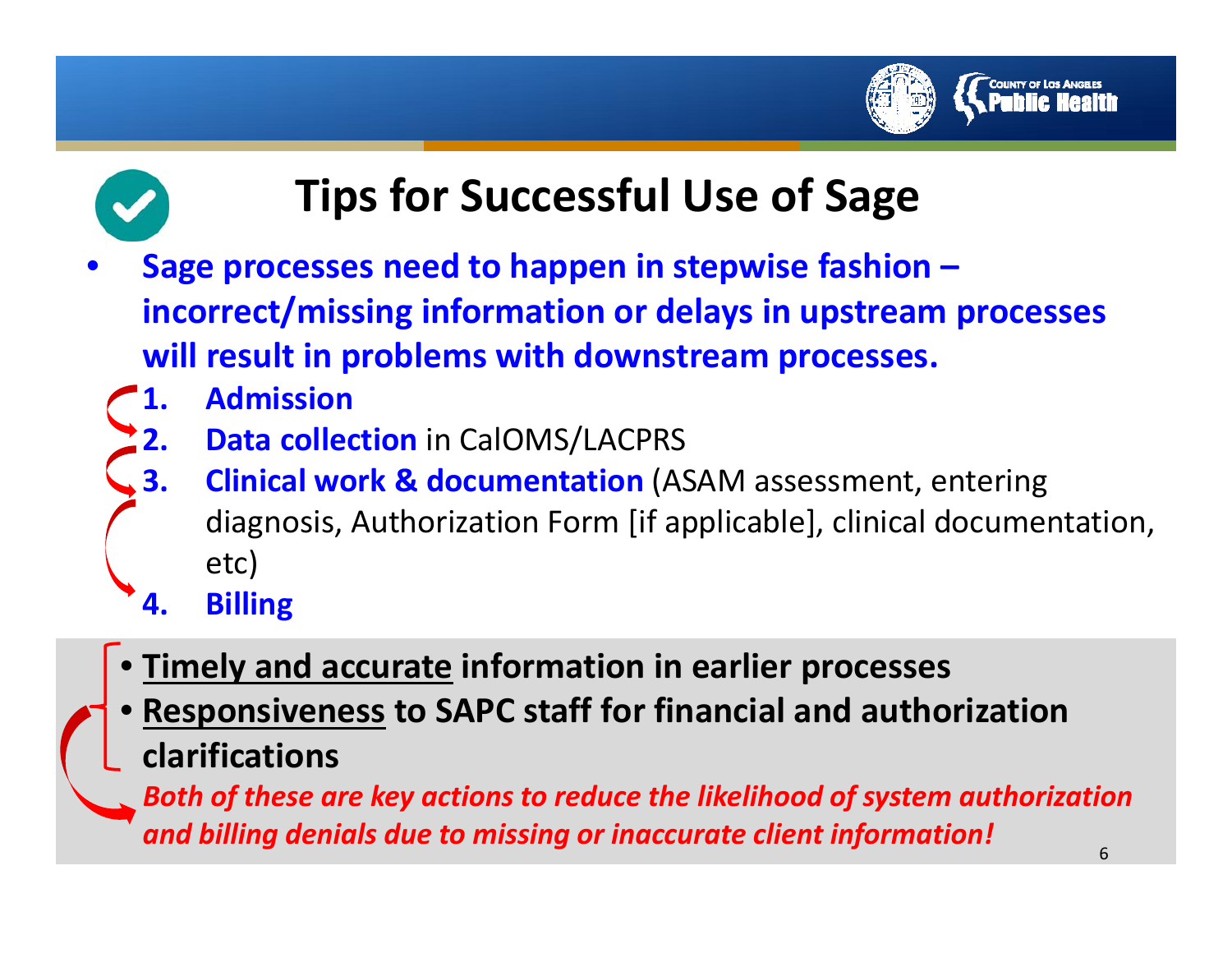# Tips for Successful Use of Sage

- **Sage processes need to happen in stepwise fashion – incorrect/missing information or delays in upstream processes will result in problems with downstream processes.**
  1. **Admission**
  2. **Data collection** in CalOMS/LACPRS
  3. **Clinical work & documentation** (ASAM assessment, entering diagnosis, Authorization Form [if applicable], clinical documentation, etc)
  4. **Billing**

- **<u>Timely and accurate</u> information in earlier processes**
- **<u>Responsiveness</u> to SAPC staff for financial and authorization clarifications**

***Both of these are key actions to reduce the likelihood of system authorization and billing denials due to missing or inaccurate client information!***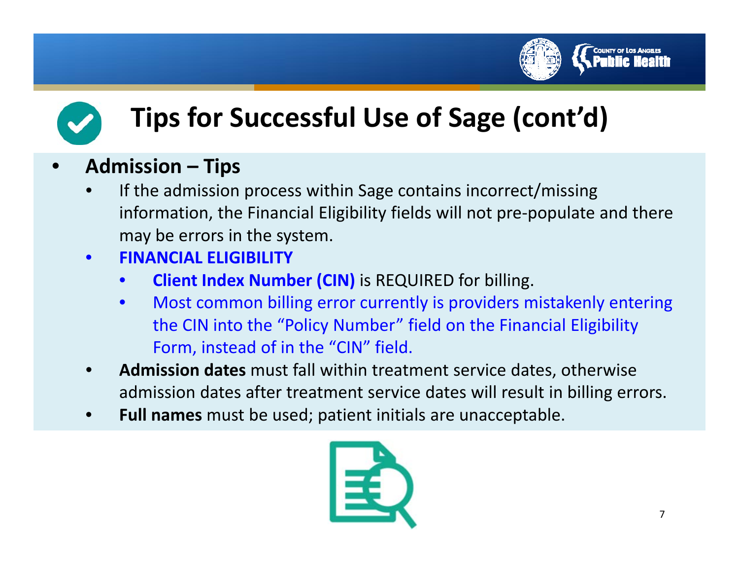# Tips for Successful Use of Sage (cont'd)

- **Admission – Tips**
  - If the admission process within Sage contains incorrect/missing information, the Financial Eligibility fields will not pre-populate and there may be errors in the system.
  - **FINANCIAL ELIGIBILITY**
    - **Client Index Number (CIN)** is REQUIRED for billing.
    - Most common billing error currently is providers mistakenly entering the CIN into the "Policy Number" field on the Financial Eligibility Form, instead of in the "CIN" field.
  - **Admission dates** must fall within treatment service dates, otherwise admission dates after treatment service dates will result in billing errors.
  - **Full names** must be used; patient initials are unacceptable.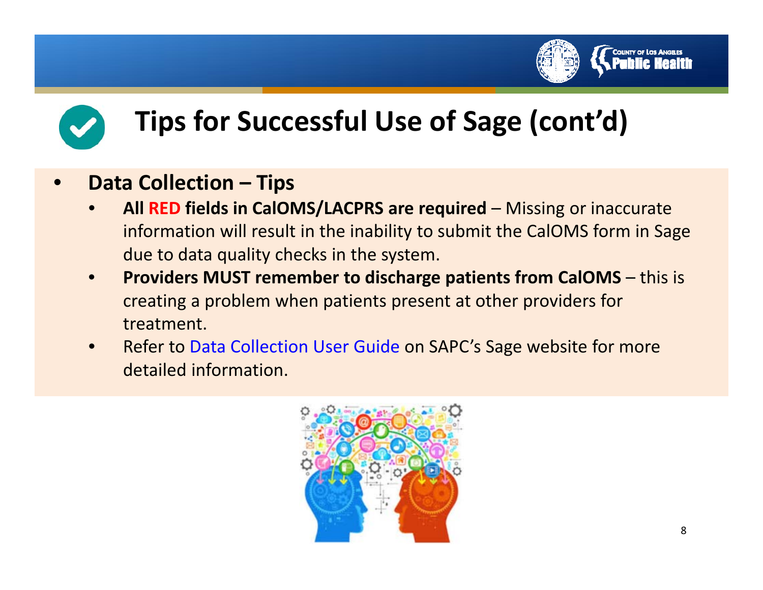# Tips for Successful Use of Sage (cont'd)

- **Data Collection – Tips**
  - **All RED fields in CalOMS/LACPRS are required** – Missing or inaccurate information will result in the inability to submit the CalOMS form in Sage due to data quality checks in the system.
  - **Providers MUST remember to discharge patients from CalOMS** – this is creating a problem when patients present at other providers for treatment.
  - Refer to Data Collection User Guide on SAPC's Sage website for more detailed information.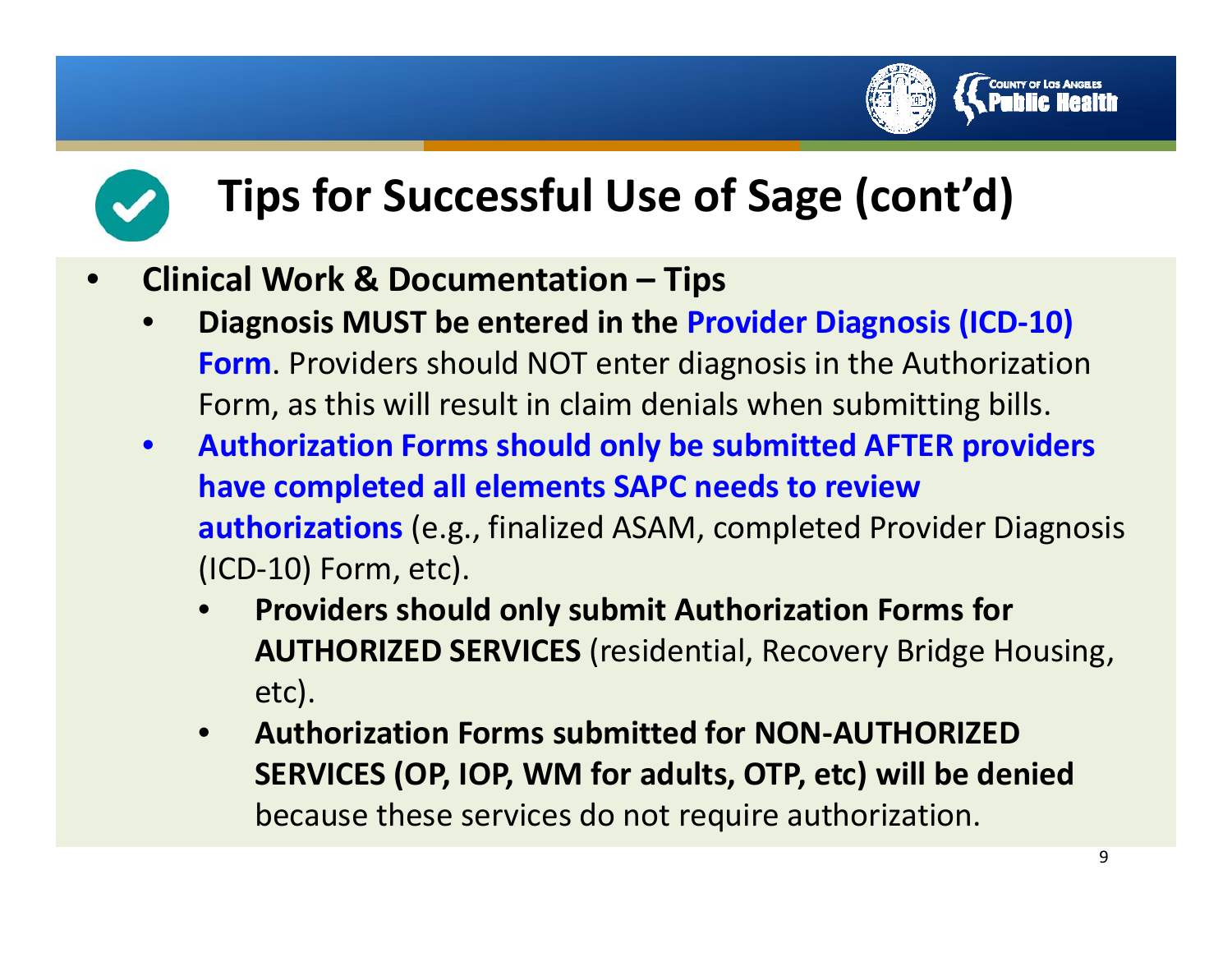# Tips for Successful Use of Sage (cont'd)

- **Clinical Work & Documentation – Tips**
  - **Diagnosis MUST be entered in the Provider Diagnosis (ICD-10) Form**. Providers should NOT enter diagnosis in the Authorization Form, as this will result in claim denials when submitting bills.
  - **Authorization Forms should only be submitted AFTER providers have completed all elements SAPC needs to review authorizations** (e.g., finalized ASAM, completed Provider Diagnosis (ICD-10) Form, etc).
    - **Providers should only submit Authorization Forms for AUTHORIZED SERVICES** (residential, Recovery Bridge Housing, etc).
    - **Authorization Forms submitted for NON-AUTHORIZED SERVICES (OP, IOP, WM for adults, OTP, etc) will be denied** because these services do not require authorization.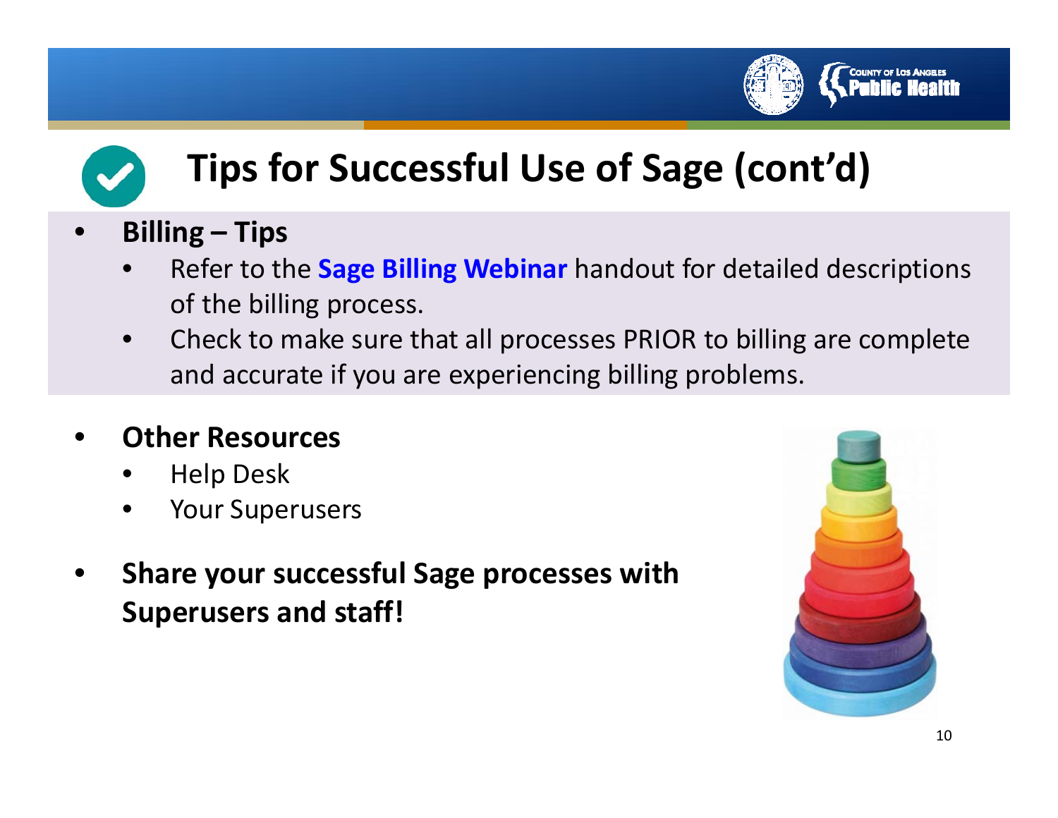# Tips for Successful Use of Sage (cont'd)

- **Billing – Tips**
  - Refer to the **Sage Billing Webinar** handout for detailed descriptions of the billing process.
  - Check to make sure that all processes PRIOR to billing are complete and accurate if you are experiencing billing problems.

- **Other Resources**
  - Help Desk
  - Your Superusers

- **Share your successful Sage processes with Superusers and staff!**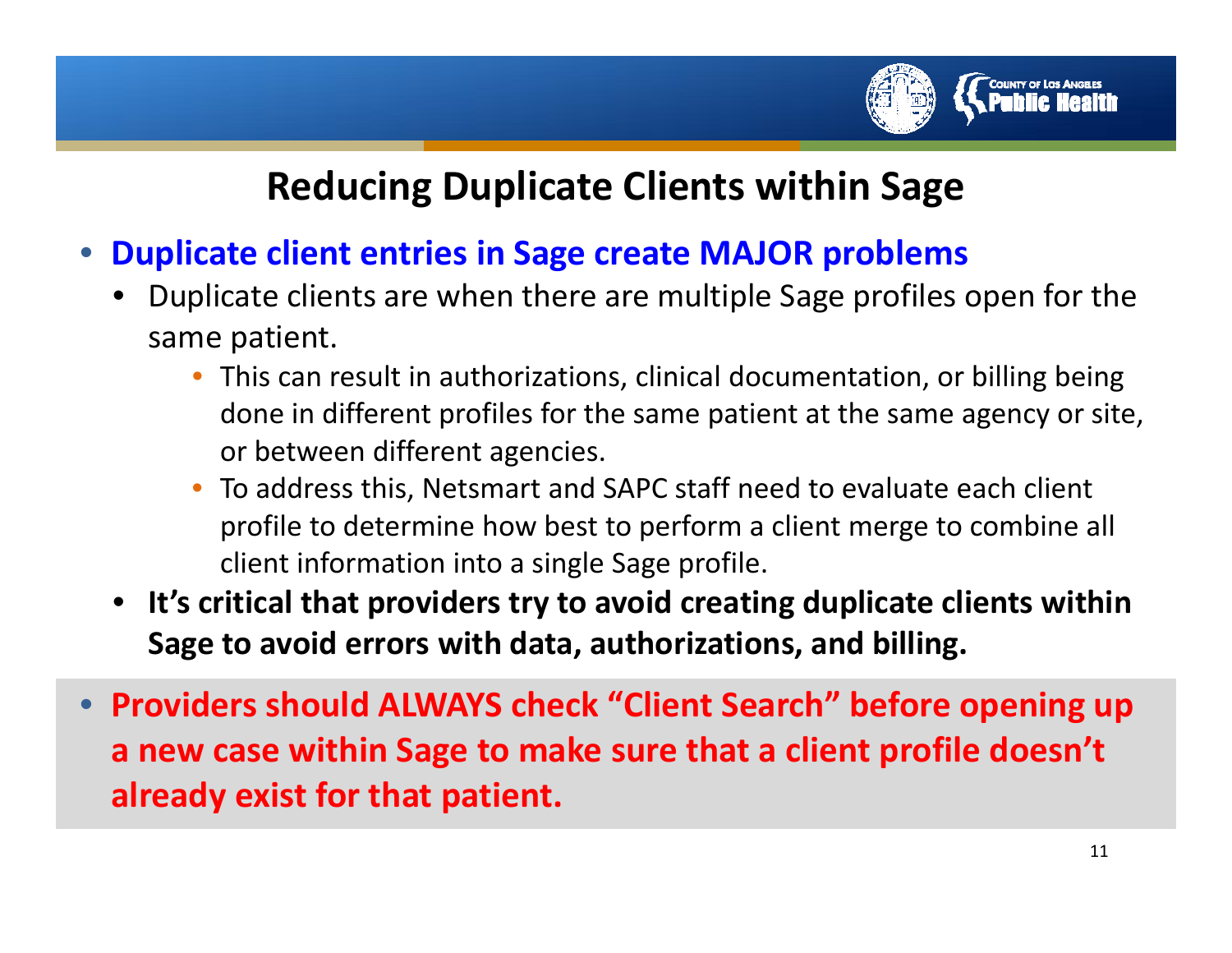# Reducing Duplicate Clients within Sage

- **Duplicate client entries in Sage create MAJOR problems**
  - Duplicate clients are when there are multiple Sage profiles open for the same patient.
    - This can result in authorizations, clinical documentation, or billing being done in different profiles for the same patient at the same agency or site, or between different agencies.
    - To address this, Netsmart and SAPC staff need to evaluate each client profile to determine how best to perform a client merge to combine all client information into a single Sage profile.
  - **It's critical that providers try to avoid creating duplicate clients within Sage to avoid errors with data, authorizations, and billing.**
- **Providers should ALWAYS check "Client Search" before opening up a new case within Sage to make sure that a client profile doesn't already exist for that patient.**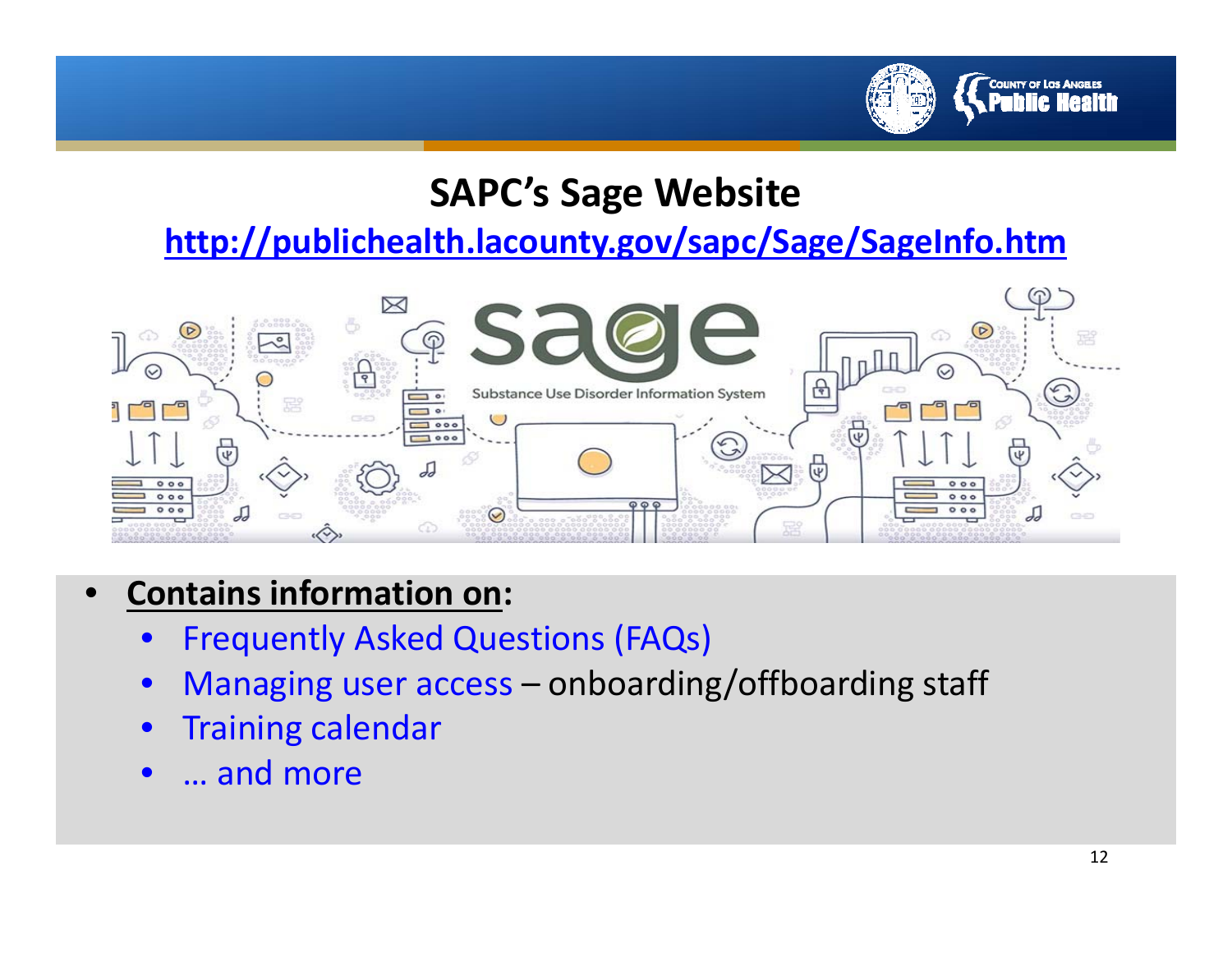# SAPC's Sage Website

**[http://publichealth.lacounty.gov/sapc/Sage/SageInfo.htm](http://publichealth.lacounty.gov/sapc/Sage/SageInfo.htm)**

- **Contains information on:**
  - Frequently Asked Questions (FAQs)
  - Managing user access – onboarding/offboarding staff
  - Training calendar
  - … and more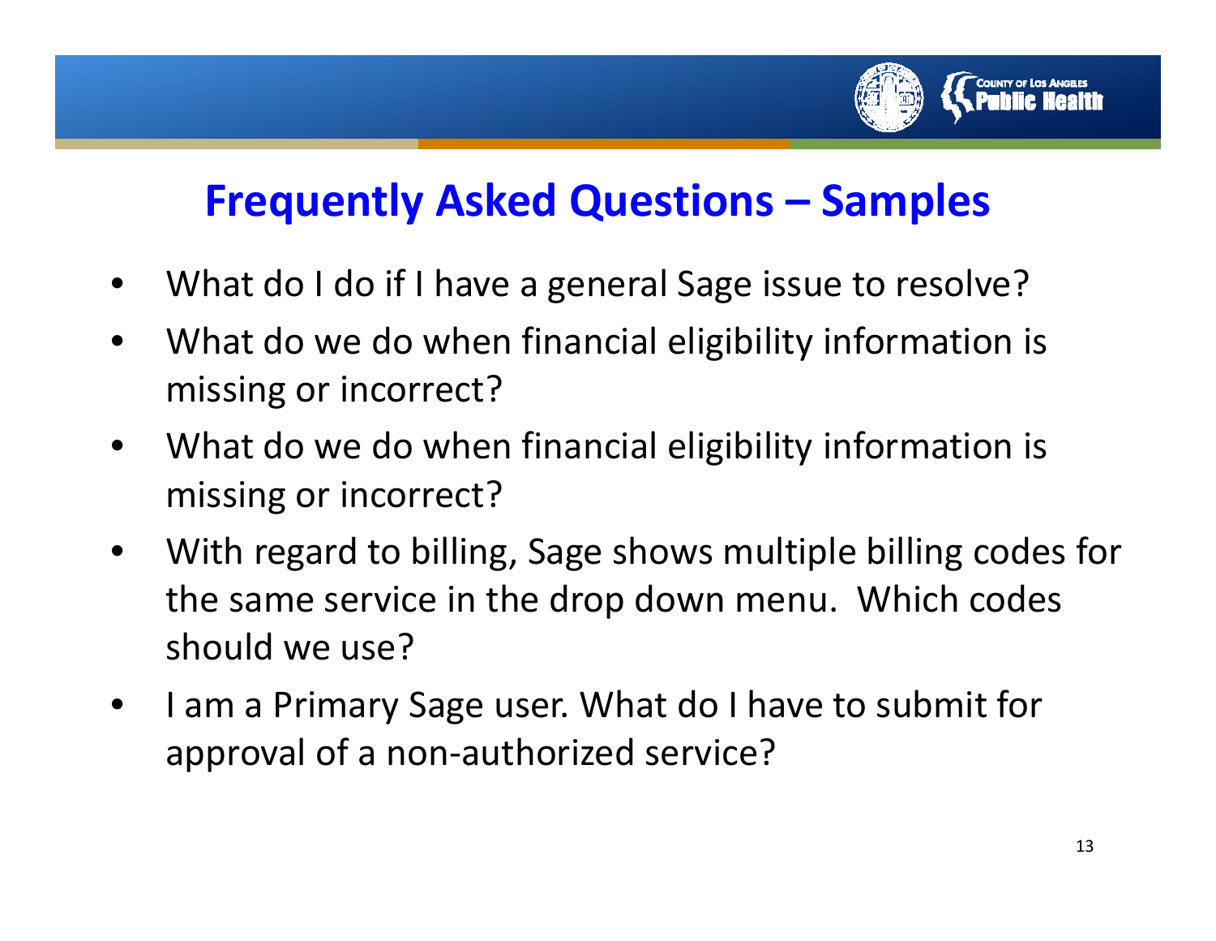## Frequently Asked Questions – Samples

- What do I do if I have a general Sage issue to resolve?
- What do we do when financial eligibility information is missing or incorrect?
- What do we do when financial eligibility information is missing or incorrect?
- With regard to billing, Sage shows multiple billing codes for the same service in the drop down menu. Which codes should we use?
- I am a Primary Sage user. What do I have to submit for approval of a non-authorized service?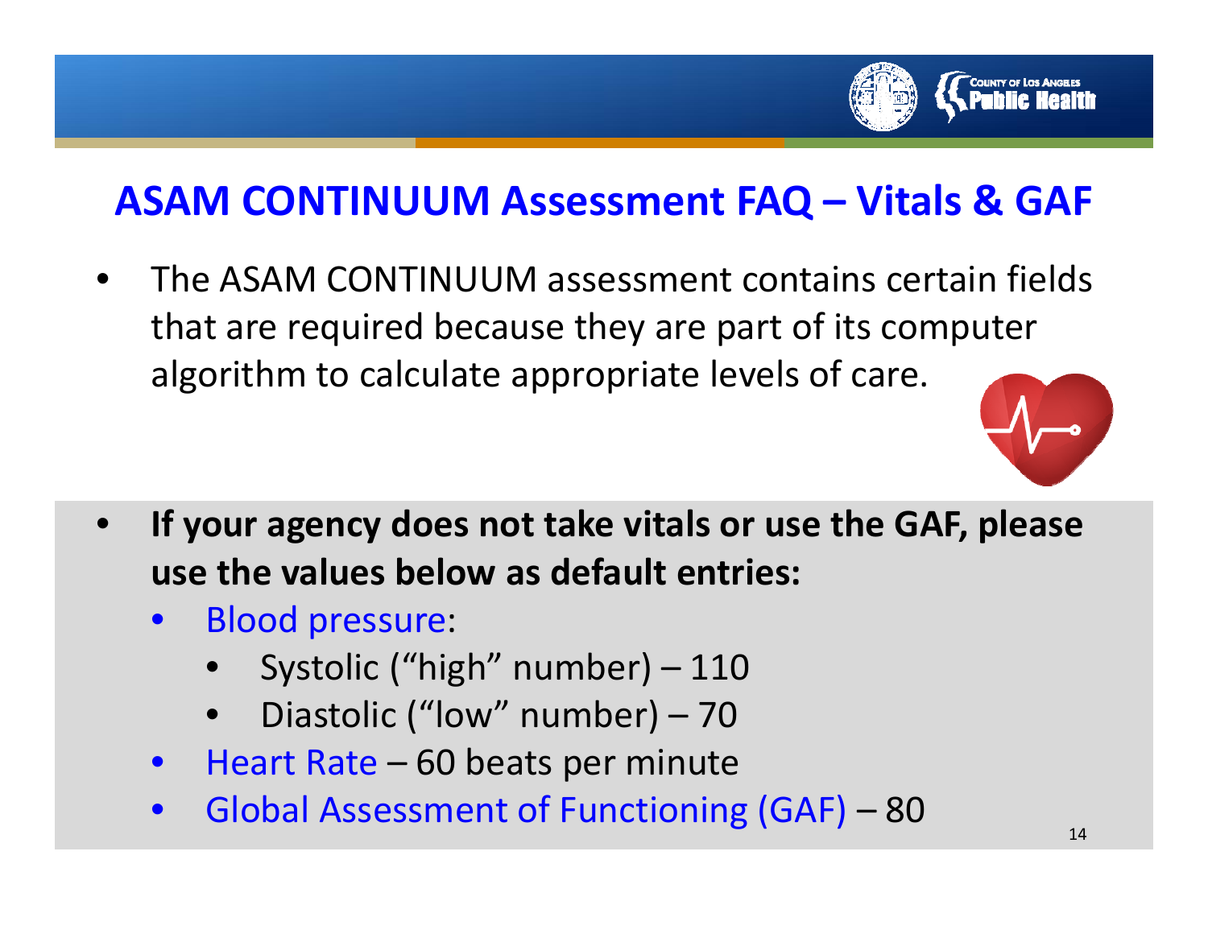# ASAM CONTINUUM Assessment FAQ – Vitals & GAF

- The ASAM CONTINUUM assessment contains certain fields that are required because they are part of its computer algorithm to calculate appropriate levels of care.

- **If your agency does not take vitals or use the GAF, please use the values below as default entries:**
  - Blood pressure:
    - Systolic (“high” number) – 110
    - Diastolic (“low” number) – 70
  - Heart Rate – 60 beats per minute
  - Global Assessment of Functioning (GAF) – 80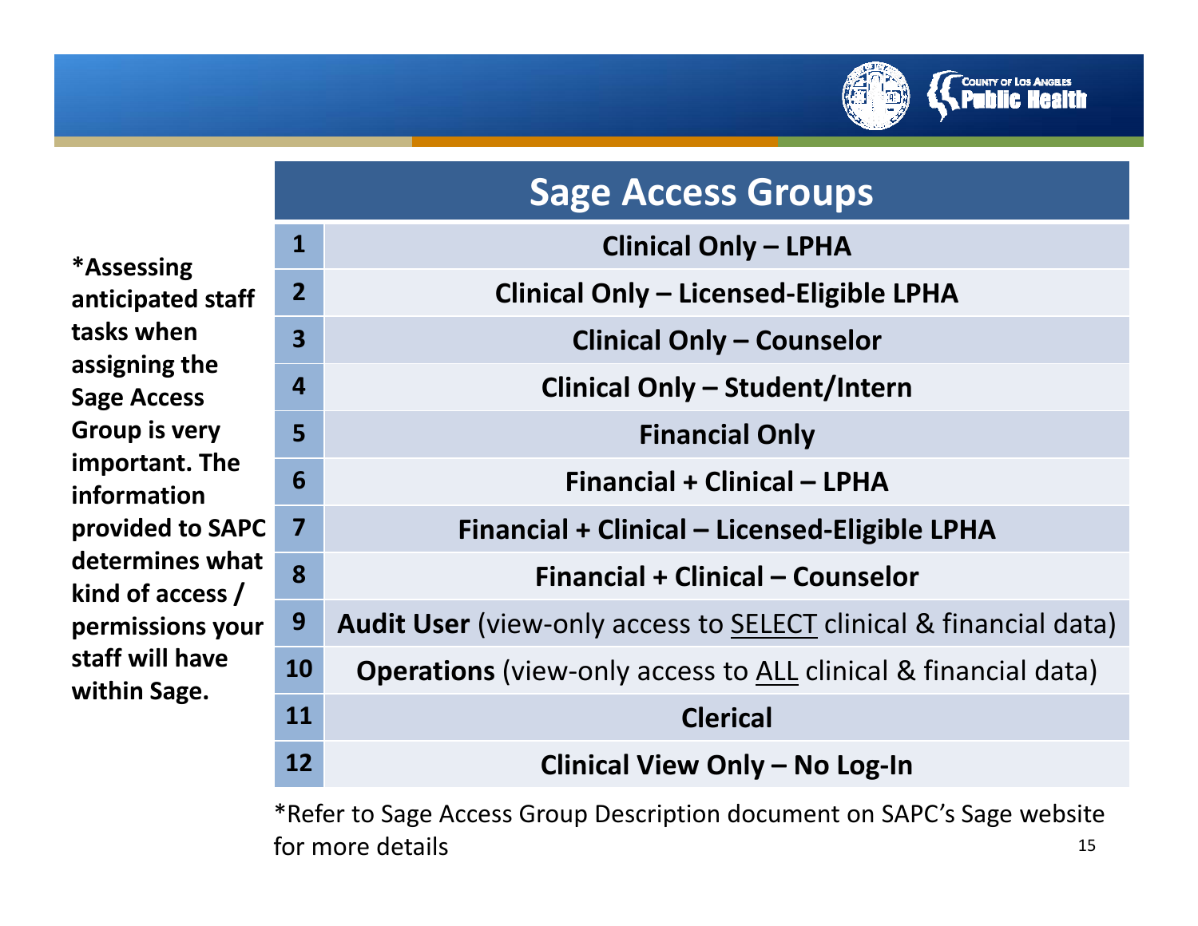*Assessing anticipated staff tasks when assigning the Sage Access Group is very important. The information provided to SAPC determines what kind of access / permissions your staff will have within Sage.

| | Sage Access Groups |
|---|---|
| 1 | **Clinical Only – LPHA** |
| 2 | **Clinical Only – Licensed-Eligible LPHA** |
| 3 | **Clinical Only – Counselor** |
| 4 | **Clinical Only – Student/Intern** |
| 5 | **Financial Only** |
| 6 | **Financial + Clinical – LPHA** |
| 7 | **Financial + Clinical – Licensed-Eligible LPHA** |
| 8 | **Financial + Clinical – Counselor** |
| 9 | **Audit User** (view-only access to <u>SELECT</u> clinical & financial data) |
| 10 | **Operations** (view-only access to <u>ALL</u> clinical & financial data) |
| 11 | **Clerical** |
| 12 | **Clinical View Only – No Log-In** |

*Refer to Sage Access Group Description document on SAPC's Sage website for more details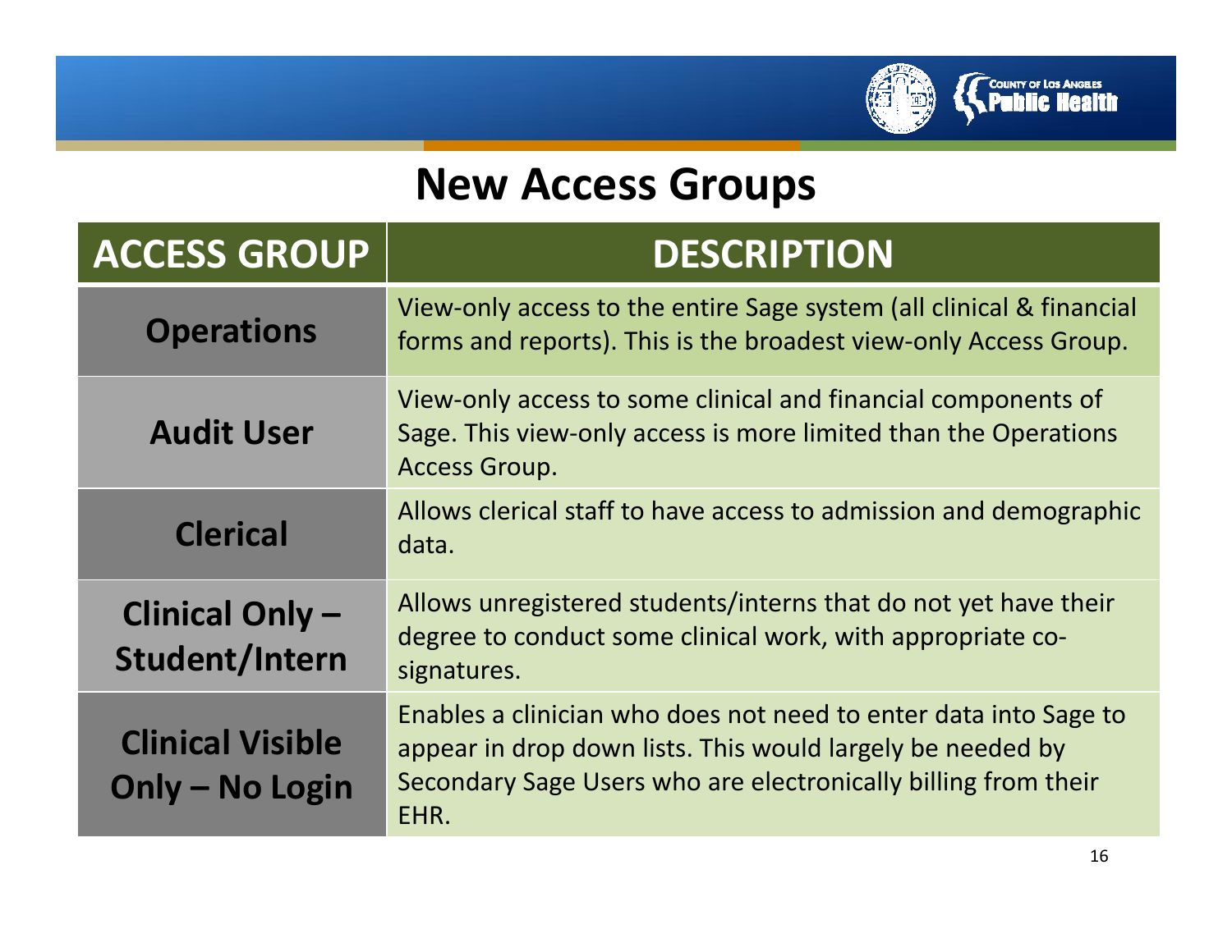# New Access Groups

| ACCESS GROUP | DESCRIPTION |
|---|---|
| **Operations** | View-only access to the entire Sage system (all clinical & financial forms and reports). This is the broadest view-only Access Group. |
| **Audit User** | View-only access to some clinical and financial components of Sage. This view-only access is more limited than the Operations Access Group. |
| **Clerical** | Allows clerical staff to have access to admission and demographic data. |
| **Clinical Only – Student/Intern** | Allows unregistered students/interns that do not yet have their degree to conduct some clinical work, with appropriate co-signatures. |
| **Clinical Visible Only – No Login** | Enables a clinician who does not need to enter data into Sage to appear in drop down lists. This would largely be needed by Secondary Sage Users who are electronically billing from their EHR. |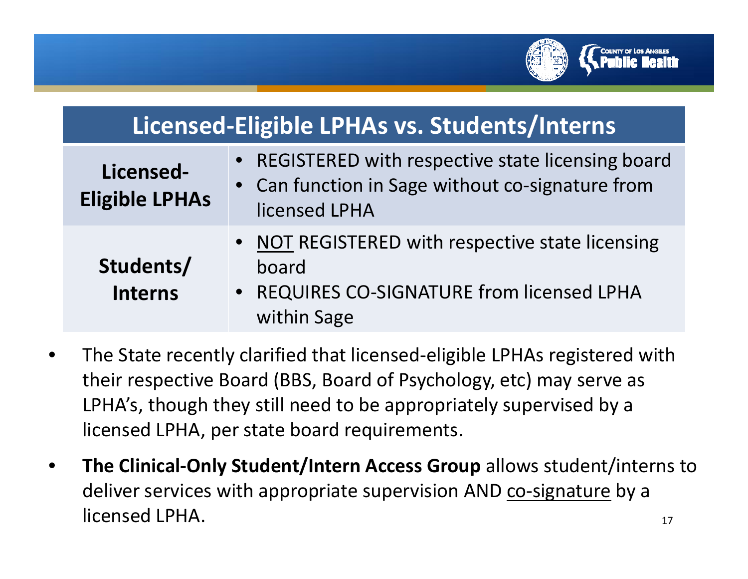## Licensed-Eligible LPHAs vs. Students/Interns

| Licensed-Eligible LPHAs vs. Students/Interns | |
|---|---|
| **Licensed-Eligible LPHAs** | • REGISTERED with respective state licensing board<br>• Can function in Sage without co-signature from licensed LPHA |
| **Students/ Interns** | • NOT REGISTERED with respective state licensing board<br>• REQUIRES CO-SIGNATURE from licensed LPHA within Sage |

- The State recently clarified that licensed-eligible LPHAs registered with their respective Board (BBS, Board of Psychology, etc) may serve as LPHA's, though they still need to be appropriately supervised by a licensed LPHA, per state board requirements.
- **The Clinical-Only Student/Intern Access Group** allows student/interns to deliver services with appropriate supervision AND co-signature by a licensed LPHA.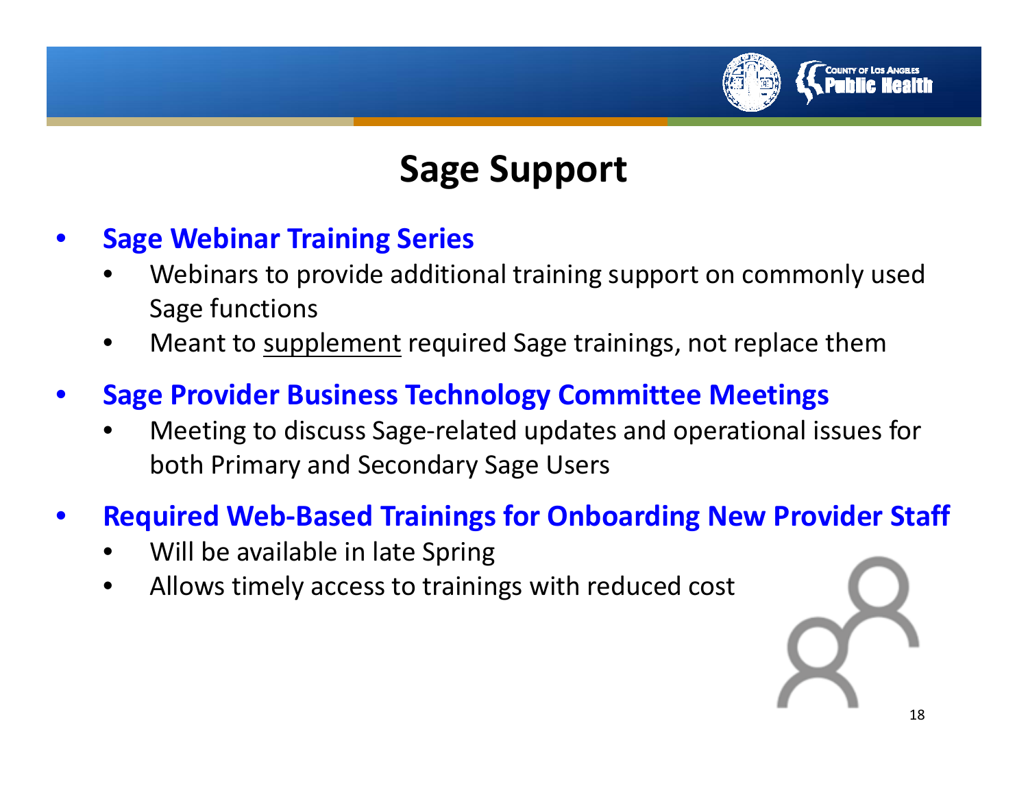# Sage Support

- **Sage Webinar Training Series**
  - Webinars to provide additional training support on commonly used Sage functions
  - Meant to <u>supplement</u> required Sage trainings, not replace them
- **Sage Provider Business Technology Committee Meetings**
  - Meeting to discuss Sage-related updates and operational issues for both Primary and Secondary Sage Users
- **Required Web-Based Trainings for Onboarding New Provider Staff**
  - Will be available in late Spring
  - Allows timely access to trainings with reduced cost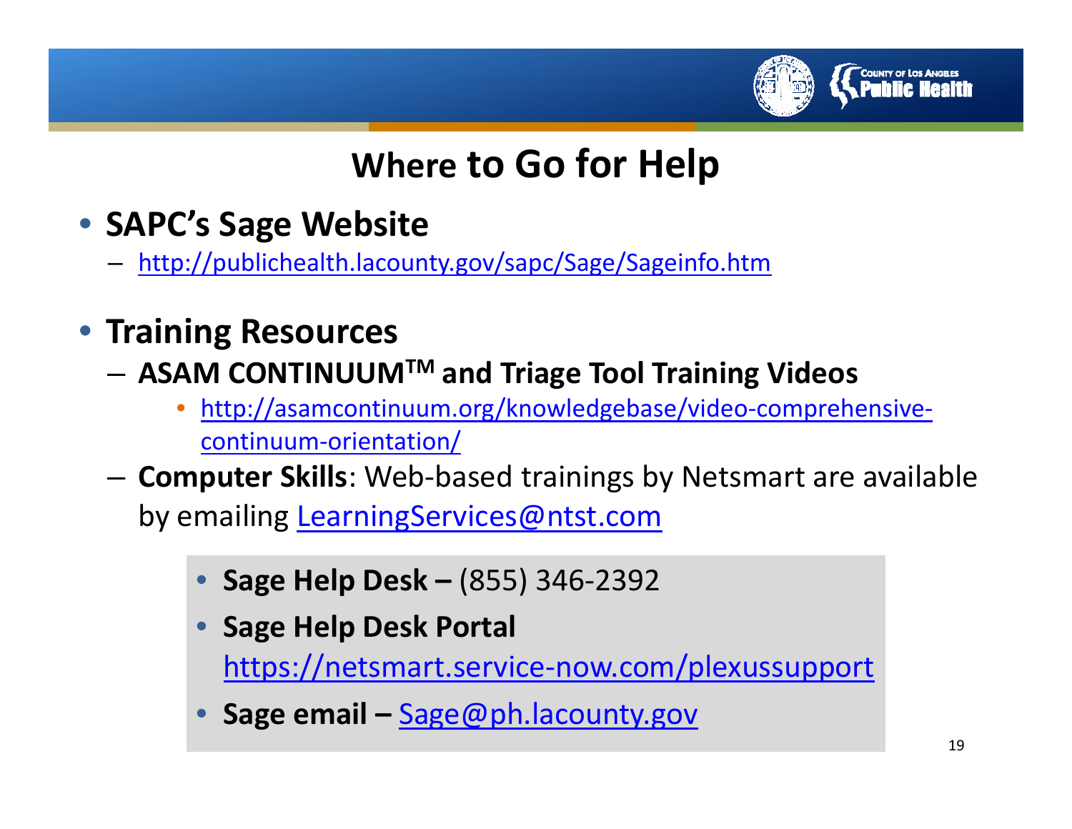# Where to Go for Help

- **SAPC's Sage Website**
  - http://publichealth.lacounty.gov/sapc/Sage/Sageinfo.htm
- **Training Resources**
  - **ASAM CONTINUUM™ and Triage Tool Training Videos**
    - http://asamcontinuum.org/knowledgebase/video-comprehensive-continuum-orientation/
  - **Computer Skills**: Web-based trainings by Netsmart are available by emailing LearningServices@ntst.com

- **Sage Help Desk –** (855) 346-2392
- **Sage Help Desk Portal** https://netsmart.service-now.com/plexussupport
- **Sage email –** Sage@ph.lacounty.gov